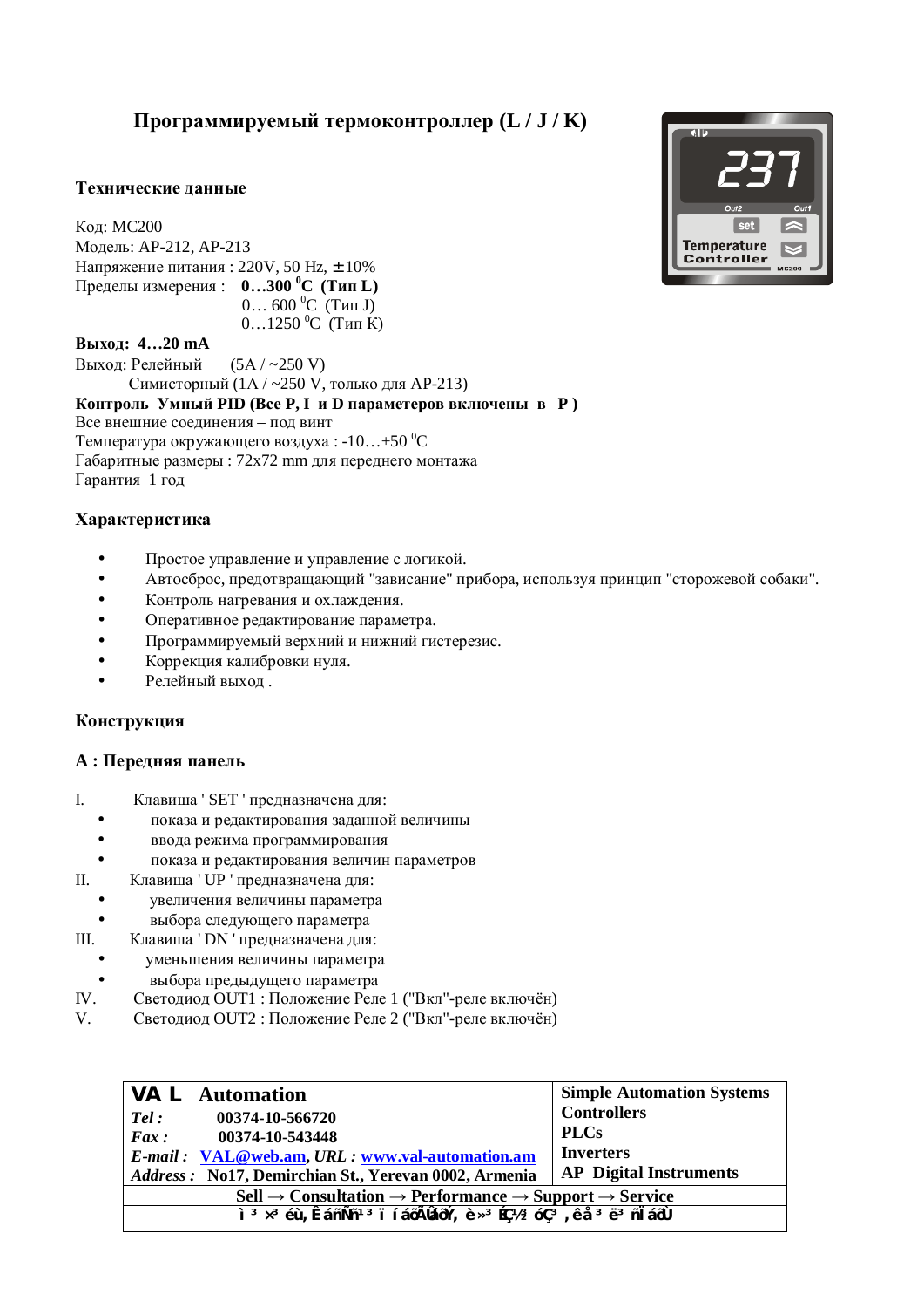# Программируемый термоконтроллер (L / J / K)

## Технические данные

Код: MC200
Модель: AP-212, AP-213
Напряжение питания : 220V, 50 Hz, ±10%
Пределы измерения : **0…300 $^0$C (Тип L)**
0… 600 $^0$C (Тип J)
0…1250 $^0$C (Тип K)

**Выход: 4…20 mA**
Выход: Релейный (5A / ~250 V)
Симисторный (1A / ~250 V, только для AP-213)
**Контроль Умный PID (Все P, I и D параметеров включены в P )**
Все внешние соединения – под винт
Температура окружающего воздуха : -10…+50 $^0$C
Габаритные размеры : 72x72 mm для переднего монтажа
Гарантия 1 год

## Характеристика

- Простое управление и управление с логикой.
- Автосброс, предотвращающий "зависание" прибора, используя принцип "сторожевой собаки".
- Контроль нагревания и охлаждения.
- Оперативное редактирование параметра.
- Программируемый верхний и нижний гистерезис.
- Коррекция калибровки нуля.
- Релейный выход .

## Конструкция

### A : Передняя панель

I. Клавиша ' SET ' предназначена для:
- показа и редактирования заданной величины
- ввода режима программирования
- показа и редактирования величин параметров

II. Клавиша ' UP ' предназначена для:
- увеличения величины параметра
- выбора следующего параметра

III. Клавиша ' DN ' предназначена для:
- уменьшения величины параметра
- выбора предыдущего параметра

IV. Светодиод OUT1 : Положение Реле 1 ("Вкл"-реле включён)

V. Светодиод OUT2 : Положение Реле 2 ("Вкл"-реле включён)

| **VAL Automation** | **Simple Automation Systems** |
|---|---|
| ***Tel :*** **00374-10-566720** | **Controllers** |
| ***Fax :*** **00374-10-543448** | **PLCs** |
| ***E-mail :*** **VAL@web.am**, ***URL :*** **www.val-automation.am** | **Inverters** |
| ***Address :*** **No17, Demirchian St., Yerevan 0002, Armenia** | **AP Digital Instruments** |
| **Sell → Consultation → Performance → Support → Service** | |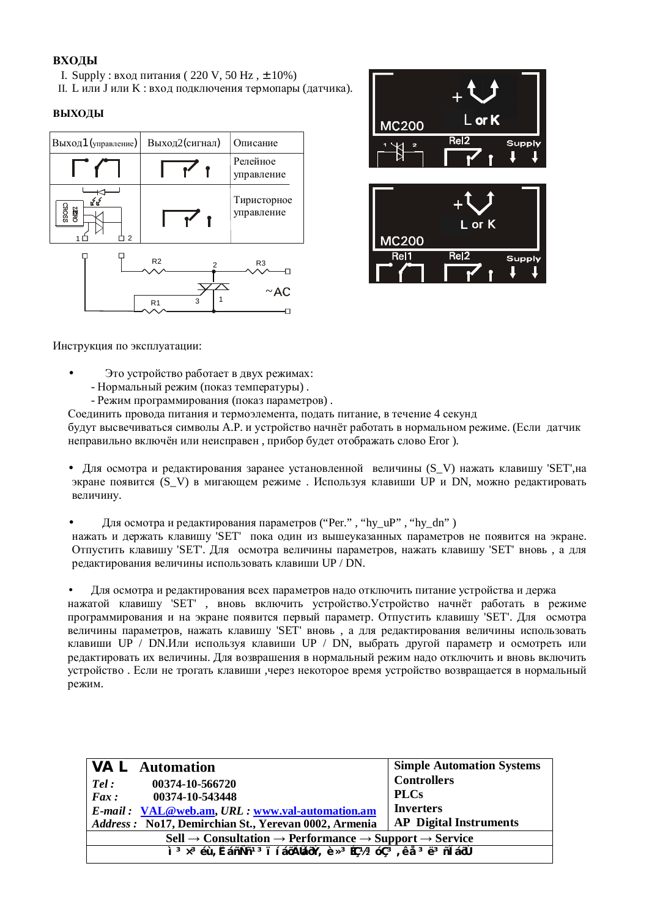**ВХОДЫ**

I. Supply : вход питания ( 220 V, 50 Hz , ± 10%)
II. L или J или K : вход подключения термопары (датчика).

**ВЫХОДЫ**

| Выход1 (управление) | Выход2(сигнал) | Описание |
|---|---|---|
| | | Релейное управление |
| | | Тиристорное управление |

Инструкция по эксплуатации:

- Это устройство работает в двух режимах:
  - Нормальный режим (показ температуры) .
  - Режим программирования (показ параметров) .

Соединить провода питания и термоэлемента, подать питание, в течение 4 секунд будут высвечиваться символы A.P. и устройство начнёт работать в нормальном режиме. (Если датчик неправильно включён или неисправен , прибор будет отображать слово Eror ).

- Для осмотра и редактирования заранее установленной величины (S_V) нажать клавишу 'SET',на экране появится (S_V) в мигающем режиме . Используя клавиши UP и DN, можно редактировать величину.

- Для осмотра и редактирования параметров (“Per.” , “hy_uP” , “hy_dn” ) нажать и держать клавишу 'SET' пока один из вышеуказанных параметров не появится на экране. Отпустить клавишу 'SET'. Для осмотра величины параметров, нажать клавишу 'SET' вновь , а для редактирования величины использовать клавиши UP / DN.

- Для осмотра и редактирования всех параметров надо отключить питание устройства и держа нажатой клавишу 'SET' , вновь включить устройство.Устройство начнёт работать в режиме программирования и на экране появится первый параметр. Отпустить клавишу 'SET'. Для осмотра величины параметров, нажать клавишу 'SET' вновь , а для редактирования величины использовать клавиши UP / DN.Или используя клавиши UP / DN, выбрать другой параметр и осмотреть или редактировать их величины. Для возвращения в нормальный режим надо отключить и вновь включить устройство . Если не трогать клавиши ,через некоторое время устройство возвращается в нормальный режим.

| **VA L Automation** | **Simple Automation Systems** |
|---|---|
| ***Tel :*** **00374-10-566720** | **Controllers** |
| ***Fax :*** **00374-10-543448** | **PLCs** |
| ***E-mail :*** **VAL@web.am**, ***URL :*** **www.val-automation.am** | **Inverters** |
| ***Address :*** **No17, Demirchian St., Yerevan 0002, Armenia** | **AP Digital Instruments** |
| **Sell → Consultation → Performance → Support → Service** | |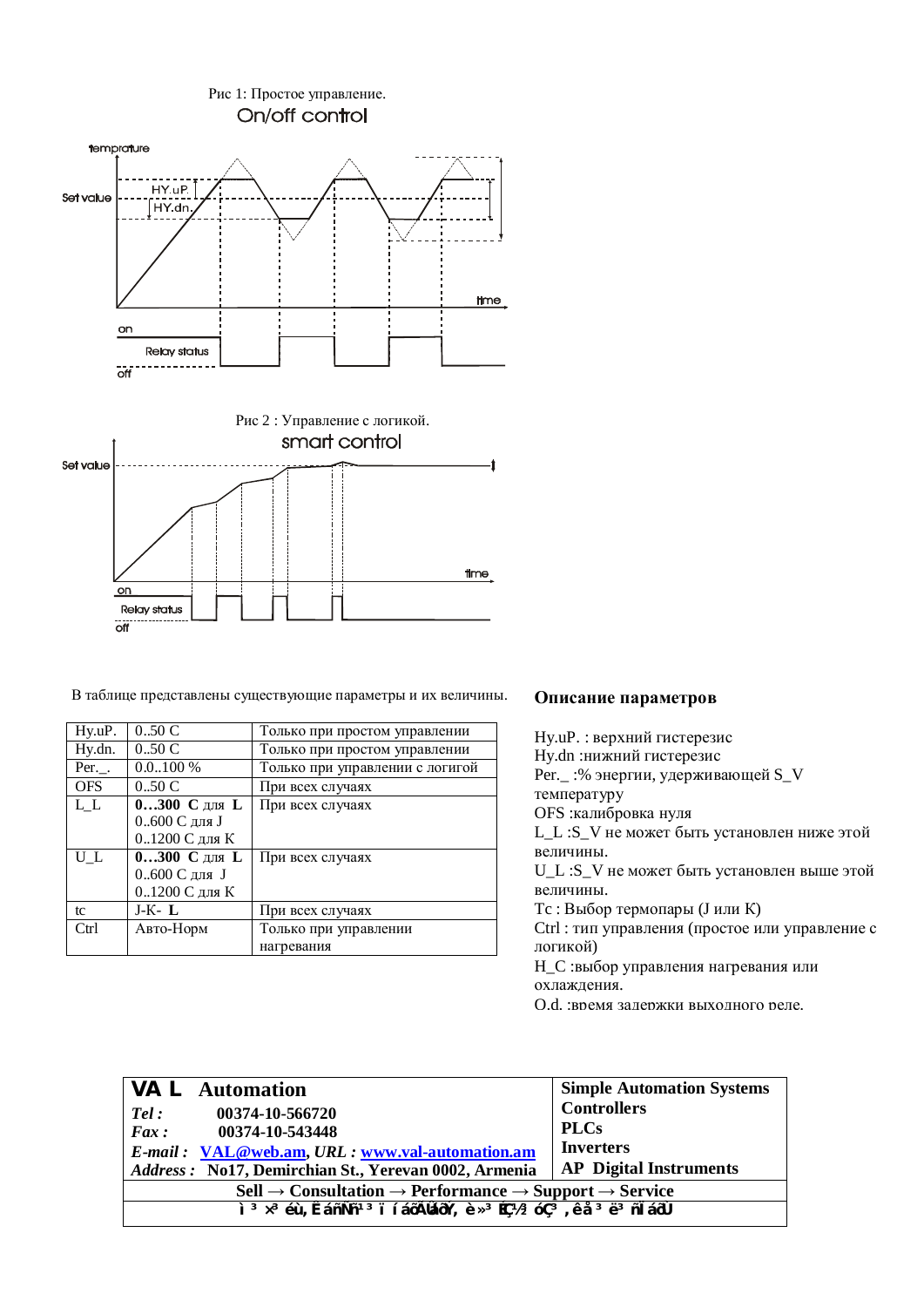Рис 1: Простое управление.

On/off control

Рис 2 : Управление с логикой.

smart control

В таблице представлены существующие параметры и их величины.

| Hy.uP. | 0..50 C | Только при простом управлении |
|---|---|---|
| Hy.dn. | 0..50 C | Только при простом управлении |
| Per._. | 0.0..100 % | Только при управлении с логикой |
| OFS | 0..50 C | При всех случаях |
| L_L | **0…300 C** для **L**<br>0..600 C для J<br>0..1200 C для K | При всех случаях |
| U_L | **0…300 C** для **L**<br>0..600 C для J<br>0..1200 C для K | При всех случаях |
| tc | J-K- **L** | При всех случаях |
| Ctrl | Авто-Норм | Только при управлении нагревания |

## Описание параметров

Hy.uP. : верхний гистерезис
Hy.dn :нижний гистерезис
Per._ :% энергии, удерживающей S_V температуру
OFS :калибровка нуля
L_L :S_V не может быть установлен ниже этой величины.
U_L :S_V не может быть установлен выше этой величины.
Tc : Выбор термопары (J или K)
Ctrl : тип управления (простое или управление с логикой)
H_C :выбор управления нагревания или охлаждения.
O.d. :время задержки выходного реле.

| **VA L Automation**<br>***Tel :*** **00374-10-566720**<br>***Fax :*** **00374-10-543448**<br>***E-mail :*** **VAL@web.am**, ***URL :*** **www.val-automation.am**<br>***Address :*** **No17, Demirchian St., Yerevan 0002, Armenia** | **Simple Automation Systems**<br>**Controllers**<br>**PLCs**<br>**Inverters**<br>**AP Digital Instruments** |
|---|---|
| **Sell → Consultation → Performance → Support → Service** | |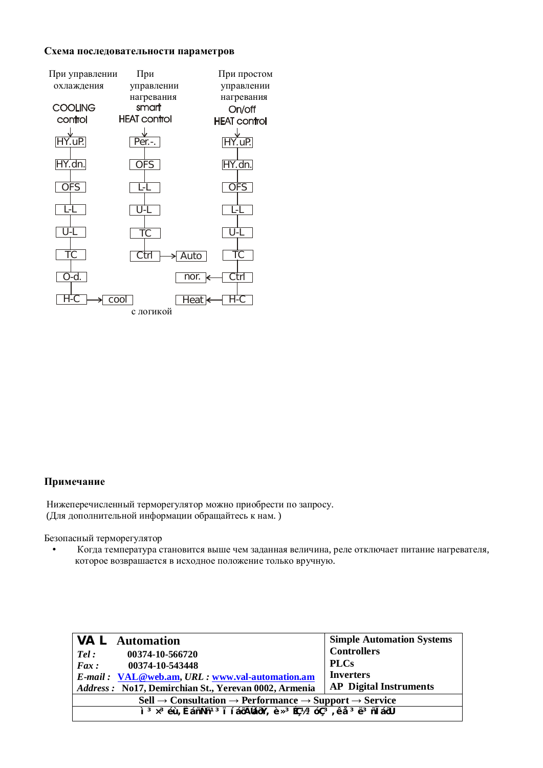### Схема последовательности параметров

При управлении охлаждения

COOLING control

HY.uP.

HY.dn.

OFS

L-L

U-L

TC

O-d.

H-C → cool

При управлении нагревания

smart HEAT control

Per.-.

OFS

L-L

U-L

TC

Ctrl → Auto

При простом управлении нагревания

On/off HEAT control

HY.uP.

HY.dn.

OFS

L-L

U-L

TC

Ctrl → nor.

H-C → Heat

с логикой

### Примечание

Нижеперечисленный терморегулятор можно приобрести по запросу.
(Для дополнительной информации обращайтесь к нам. )

Безопасный терморегулятор

- Когда температура становится выше чем заданная величина, реле отключает питание нагревателя, которое возвращается в исходное положение только вручную.

| | |
|---|---|
| **VAL Automation**<br>***Tel :*** **00374-10-566720**<br>***Fax :*** **00374-10-543448**<br>***E-mail :*** **VAL@web.am**, ***URL :*** **www.val-automation.am**<br>***Address :*** **No17, Demirchian St., Yerevan 0002, Armenia** | **Simple Automation Systems**<br>**Controllers**<br>**PLCs**<br>**Inverters**<br>**AP Digital Instruments** |
| **Sell → Consultation → Performance → Support → Service** | |